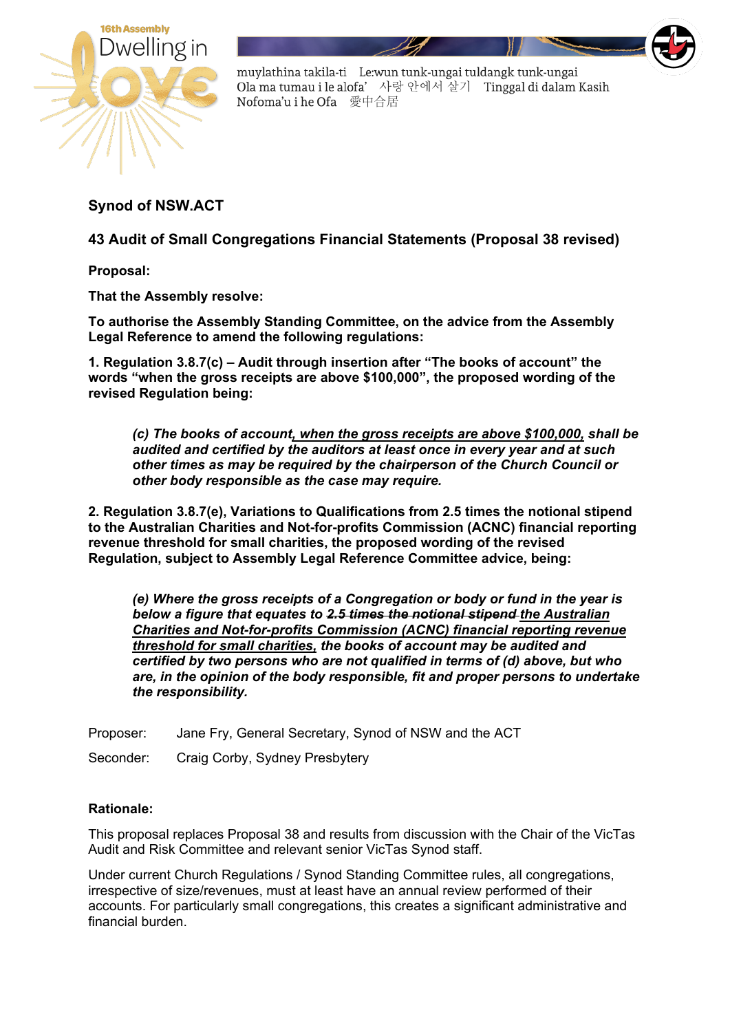16th Assembly Dwelling in Love

muylathina takila-ti Le:wun tunk-ungai tuldangk tunk-ungai
Ola ma tumau i le alofa' 사랑 안에서 살기 Tinggal di dalam Kasih
Nofoma'u i he Ofa 愛中合居

## Synod of NSW.ACT

## 43 Audit of Small Congregations Financial Statements (Proposal 38 revised)

**Proposal:**

**That the Assembly resolve:**

**To authorise the Assembly Standing Committee, on the advice from the Assembly Legal Reference to amend the following regulations:**

**1. Regulation 3.8.7(c) – Audit through insertion after "The books of account" the words "when the gross receipts are above $100,000", the proposed wording of the revised Regulation being:**

> ***(c) The books of account<u>, when the gross receipts are above $100,000,</u> shall be audited and certified by the auditors at least once in every year and at such other times as may be required by the chairperson of the Church Council or other body responsible as the case may require.***

**2. Regulation 3.8.7(e), Variations to Qualifications from 2.5 times the notional stipend to the Australian Charities and Not-for-profits Commission (ACNC) financial reporting revenue threshold for small charities, the proposed wording of the revised Regulation, subject to Assembly Legal Reference Committee advice, being:**

> ***(e) Where the gross receipts of a Congregation or body or fund in the year is below a figure that equates to ~~2.5 times the notional stipend~~ <u>the Australian Charities and Not-for-profits Commission (ACNC) financial reporting revenue threshold for small charities,</u> the books of account may be audited and certified by two persons who are not qualified in terms of (d) above, but who are, in the opinion of the body responsible, fit and proper persons to undertake the responsibility.***

Proposer: Jane Fry, General Secretary, Synod of NSW and the ACT

Seconder: Craig Corby, Sydney Presbytery

**Rationale:**

This proposal replaces Proposal 38 and results from discussion with the Chair of the VicTas Audit and Risk Committee and relevant senior VicTas Synod staff.

Under current Church Regulations / Synod Standing Committee rules, all congregations, irrespective of size/revenues, must at least have an annual review performed of their accounts. For particularly small congregations, this creates a significant administrative and financial burden.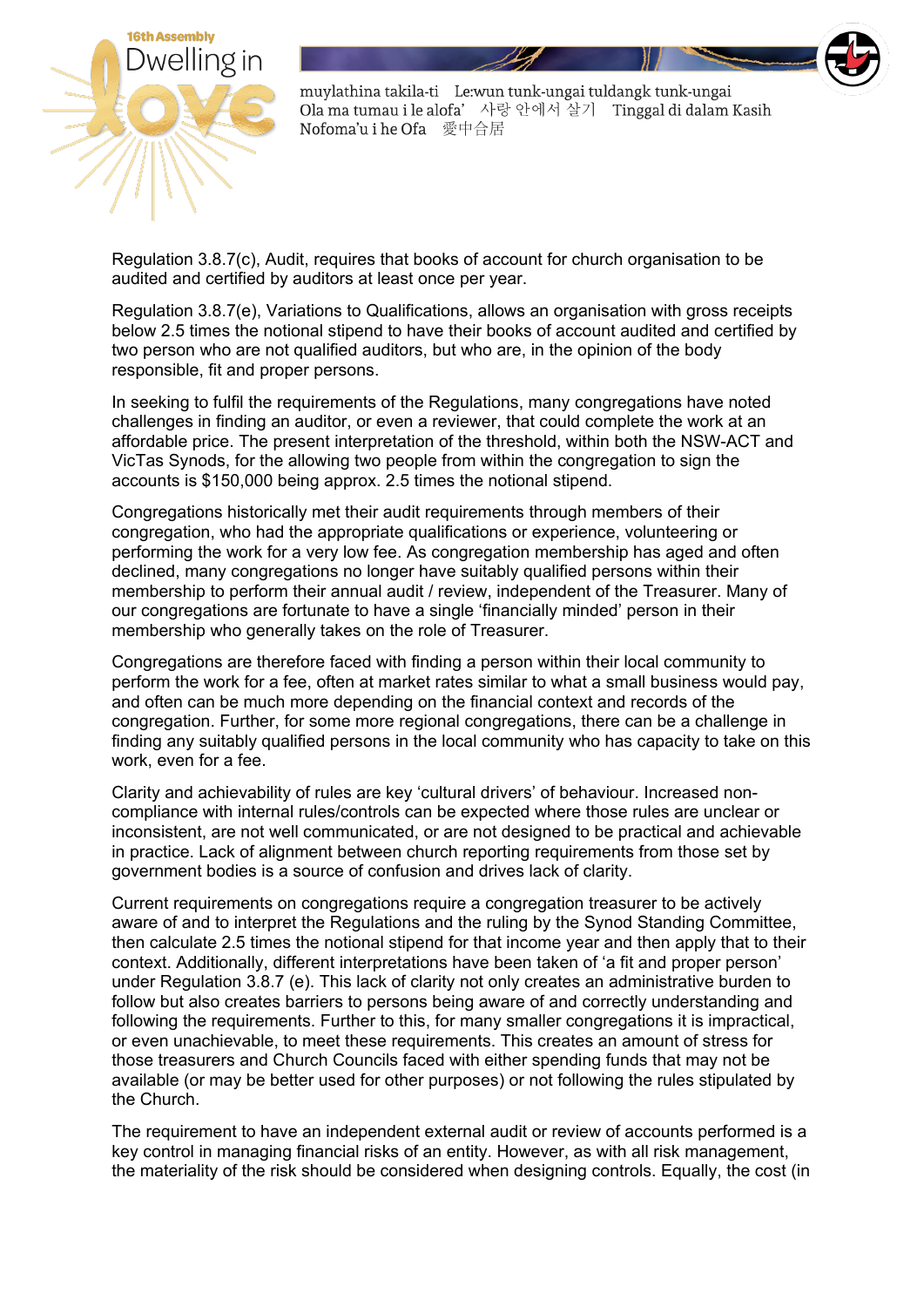Regulation 3.8.7(c), Audit, requires that books of account for church organisation to be audited and certified by auditors at least once per year.

Regulation 3.8.7(e), Variations to Qualifications, allows an organisation with gross receipts below 2.5 times the notional stipend to have their books of account audited and certified by two person who are not qualified auditors, but who are, in the opinion of the body responsible, fit and proper persons.

In seeking to fulfil the requirements of the Regulations, many congregations have noted challenges in finding an auditor, or even a reviewer, that could complete the work at an affordable price. The present interpretation of the threshold, within both the NSW-ACT and VicTas Synods, for the allowing two people from within the congregation to sign the accounts is $150,000 being approx. 2.5 times the notional stipend.

Congregations historically met their audit requirements through members of their congregation, who had the appropriate qualifications or experience, volunteering or performing the work for a very low fee. As congregation membership has aged and often declined, many congregations no longer have suitably qualified persons within their membership to perform their annual audit / review, independent of the Treasurer. Many of our congregations are fortunate to have a single 'financially minded' person in their membership who generally takes on the role of Treasurer.

Congregations are therefore faced with finding a person within their local community to perform the work for a fee, often at market rates similar to what a small business would pay, and often can be much more depending on the financial context and records of the congregation. Further, for some more regional congregations, there can be a challenge in finding any suitably qualified persons in the local community who has capacity to take on this work, even for a fee.

Clarity and achievability of rules are key 'cultural drivers' of behaviour. Increased non-compliance with internal rules/controls can be expected where those rules are unclear or inconsistent, are not well communicated, or are not designed to be practical and achievable in practice. Lack of alignment between church reporting requirements from those set by government bodies is a source of confusion and drives lack of clarity.

Current requirements on congregations require a congregation treasurer to be actively aware of and to interpret the Regulations and the ruling by the Synod Standing Committee, then calculate 2.5 times the notional stipend for that income year and then apply that to their context. Additionally, different interpretations have been taken of 'a fit and proper person' under Regulation 3.8.7 (e). This lack of clarity not only creates an administrative burden to follow but also creates barriers to persons being aware of and correctly understanding and following the requirements. Further to this, for many smaller congregations it is impractical, or even unachievable, to meet these requirements. This creates an amount of stress for those treasurers and Church Councils faced with either spending funds that may not be available (or may be better used for other purposes) or not following the rules stipulated by the Church.

The requirement to have an independent external audit or review of accounts performed is a key control in managing financial risks of an entity. However, as with all risk management, the materiality of the risk should be considered when designing controls. Equally, the cost (in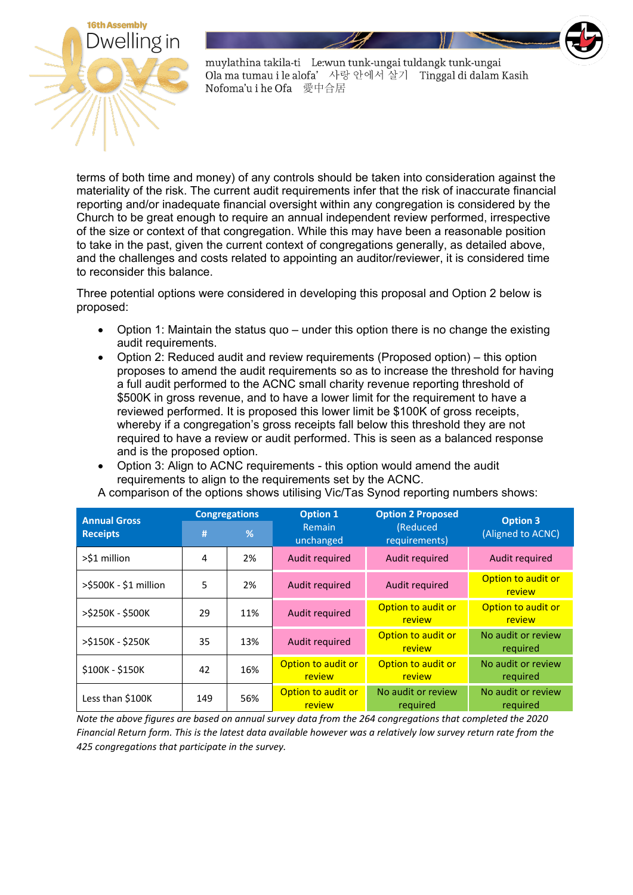terms of both time and money) of any controls should be taken into consideration against the materiality of the risk. The current audit requirements infer that the risk of inaccurate financial reporting and/or inadequate financial oversight within any congregation is considered by the Church to be great enough to require an annual independent review performed, irrespective of the size or context of that congregation. While this may have been a reasonable position to take in the past, given the current context of congregations generally, as detailed above, and the challenges and costs related to appointing an auditor/reviewer, it is considered time to reconsider this balance.

Three potential options were considered in developing this proposal and Option 2 below is proposed:

- Option 1: Maintain the status quo – under this option there is no change the existing audit requirements.
- Option 2: Reduced audit and review requirements (Proposed option) – this option proposes to amend the audit requirements so as to increase the threshold for having a full audit performed to the ACNC small charity revenue reporting threshold of $500K in gross revenue, and to have a lower limit for the requirement to have a reviewed performed. It is proposed this lower limit be $100K of gross receipts, whereby if a congregation's gross receipts fall below this threshold they are not required to have a review or audit performed. This is seen as a balanced response and is the proposed option.
- Option 3: Align to ACNC requirements - this option would amend the audit requirements to align to the requirements set by the ACNC.

A comparison of the options shows utilising Vic/Tas Synod reporting numbers shows:

| Annual Gross Receipts | Congregations | | Option 1 Remain unchanged | Option 2 Proposed (Reduced requirements) | Option 3 (Aligned to ACNC) |
|---|---|---|---|---|---|
| | # | % | | | |
| >$1 million | 4 | 2% | Audit required | Audit required | Audit required |
| >$500K - $1 million | 5 | 2% | Audit required | Audit required | Option to audit or review |
| >$250K - $500K | 29 | 11% | Audit required | Option to audit or review | Option to audit or review |
| >$150K - $250K | 35 | 13% | Audit required | Option to audit or review | No audit or review required |
| $100K - $150K | 42 | 16% | Option to audit or review | Option to audit or review | No audit or review required |
| Less than $100K | 149 | 56% | Option to audit or review | No audit or review required | No audit or review required |

*Note the above figures are based on annual survey data from the 264 congregations that completed the 2020 Financial Return form. This is the latest data available however was a relatively low survey return rate from the 425 congregations that participate in the survey.*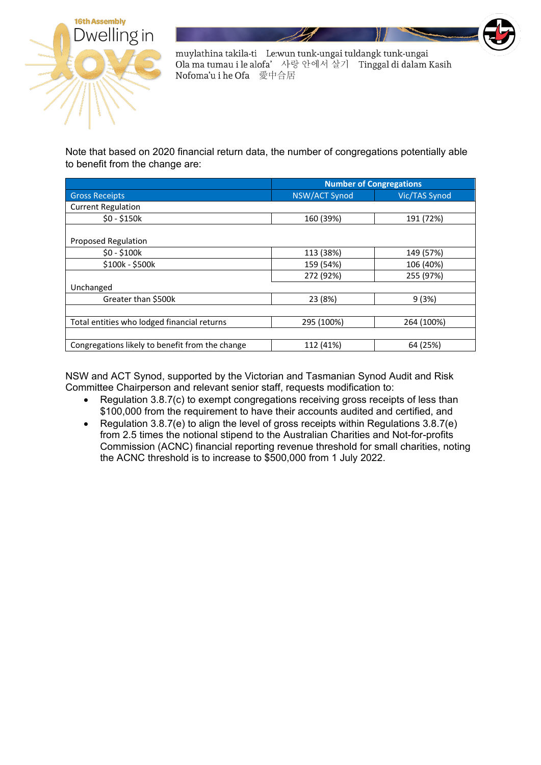Note that based on 2020 financial return data, the number of congregations potentially able to benefit from the change are:

| | Number of Congregations | |
|---|---|---|
| Gross Receipts | NSW/ACT Synod | Vic/TAS Synod |
| Current Regulation | | |
| $0 - $150k | 160 (39%) | 191 (72%) |
| | | |
| Proposed Regulation | | |
| $0 - $100k | 113 (38%) | 149 (57%) |
| $100k - $500k | 159 (54%) | 106 (40%) |
| | 272 (92%) | 255 (97%) |
| Unchanged | | |
| Greater than $500k | 23 (8%) | 9 (3%) |
| | | |
| Total entities who lodged financial returns | 295 (100%) | 264 (100%) |
| | | |
| Congregations likely to benefit from the change | 112 (41%) | 64 (25%) |

NSW and ACT Synod, supported by the Victorian and Tasmanian Synod Audit and Risk Committee Chairperson and relevant senior staff, requests modification to:

- Regulation 3.8.7(c) to exempt congregations receiving gross receipts of less than $100,000 from the requirement to have their accounts audited and certified, and
- Regulation 3.8.7(e) to align the level of gross receipts within Regulations 3.8.7(e) from 2.5 times the notional stipend to the Australian Charities and Not-for-profits Commission (ACNC) financial reporting revenue threshold for small charities, noting the ACNC threshold is to increase to $500,000 from 1 July 2022.